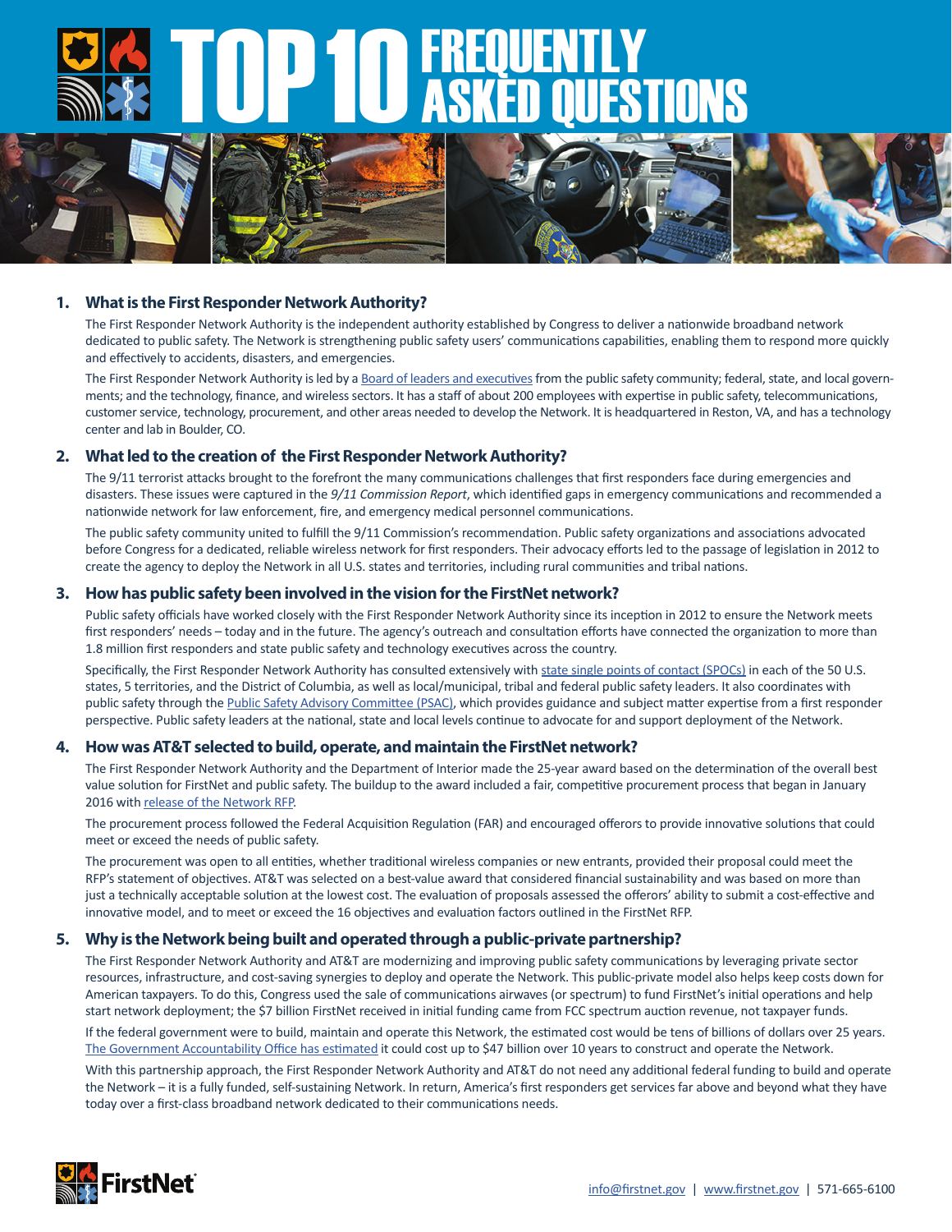# TOP 10 FREQUENTLY ASKED QUESTIONS

## 1. What is the First Responder Network Authority?

The First Responder Network Authority is the independent authority established by Congress to deliver a nationwide broadband network dedicated to public safety. The Network is strengthening public safety users' communications capabilities, enabling them to respond more quickly and effectively to accidents, disasters, and emergencies.

The First Responder Network Authority is led by a Board of leaders and executives from the public safety community; federal, state, and local governments; and the technology, finance, and wireless sectors. It has a staff of about 200 employees with expertise in public safety, telecommunications, customer service, technology, procurement, and other areas needed to develop the Network. It is headquartered in Reston, VA, and has a technology center and lab in Boulder, CO.

## 2. What led to the creation of the First Responder Network Authority?

The 9/11 terrorist attacks brought to the forefront the many communications challenges that first responders face during emergencies and disasters. These issues were captured in the *9/11 Commission Report*, which identified gaps in emergency communications and recommended a nationwide network for law enforcement, fire, and emergency medical personnel communications.

The public safety community united to fulfill the 9/11 Commission's recommendation. Public safety organizations and associations advocated before Congress for a dedicated, reliable wireless network for first responders. Their advocacy efforts led to the passage of legislation in 2012 to create the agency to deploy the Network in all U.S. states and territories, including rural communities and tribal nations.

## 3. How has public safety been involved in the vision for the FirstNet network?

Public safety officials have worked closely with the First Responder Network Authority since its inception in 2012 to ensure the Network meets first responders' needs – today and in the future. The agency's outreach and consultation efforts have connected the organization to more than 1.8 million first responders and state public safety and technology executives across the country.

Specifically, the First Responder Network Authority has consulted extensively with state single points of contact (SPOCs) in each of the 50 U.S. states, 5 territories, and the District of Columbia, as well as local/municipal, tribal and federal public safety leaders. It also coordinates with public safety through the Public Safety Advisory Committee (PSAC), which provides guidance and subject matter expertise from a first responder perspective. Public safety leaders at the national, state and local levels continue to advocate for and support deployment of the Network.

## 4. How was AT&T selected to build, operate, and maintain the FirstNet network?

The First Responder Network Authority and the Department of Interior made the 25-year award based on the determination of the overall best value solution for FirstNet and public safety. The buildup to the award included a fair, competitive procurement process that began in January 2016 with release of the Network RFP.

The procurement process followed the Federal Acquisition Regulation (FAR) and encouraged offerors to provide innovative solutions that could meet or exceed the needs of public safety.

The procurement was open to all entities, whether traditional wireless companies or new entrants, provided their proposal could meet the RFP's statement of objectives. AT&T was selected on a best-value award that considered financial sustainability and was based on more than just a technically acceptable solution at the lowest cost. The evaluation of proposals assessed the offerors' ability to submit a cost-effective and innovative model, and to meet or exceed the 16 objectives and evaluation factors outlined in the FirstNet RFP.

## 5. Why is the Network being built and operated through a public-private partnership?

The First Responder Network Authority and AT&T are modernizing and improving public safety communications by leveraging private sector resources, infrastructure, and cost-saving synergies to deploy and operate the Network. This public-private model also helps keep costs down for American taxpayers. To do this, Congress used the sale of communications airwaves (or spectrum) to fund FirstNet's initial operations and help start network deployment; the $7 billion FirstNet received in initial funding came from FCC spectrum auction revenue, not taxpayer funds.

If the federal government were to build, maintain and operate this Network, the estimated cost would be tens of billions of dollars over 25 years. The Government Accountability Office has estimated it could cost up to $47 billion over 10 years to construct and operate the Network.

With this partnership approach, the First Responder Network Authority and AT&T do not need any additional federal funding to build and operate the Network – it is a fully funded, self-sustaining Network. In return, America's first responders get services far above and beyond what they have today over a first-class broadband network dedicated to their communications needs.

FirstNet

info@firstnet.gov | www.firstnet.gov | 571-665-6100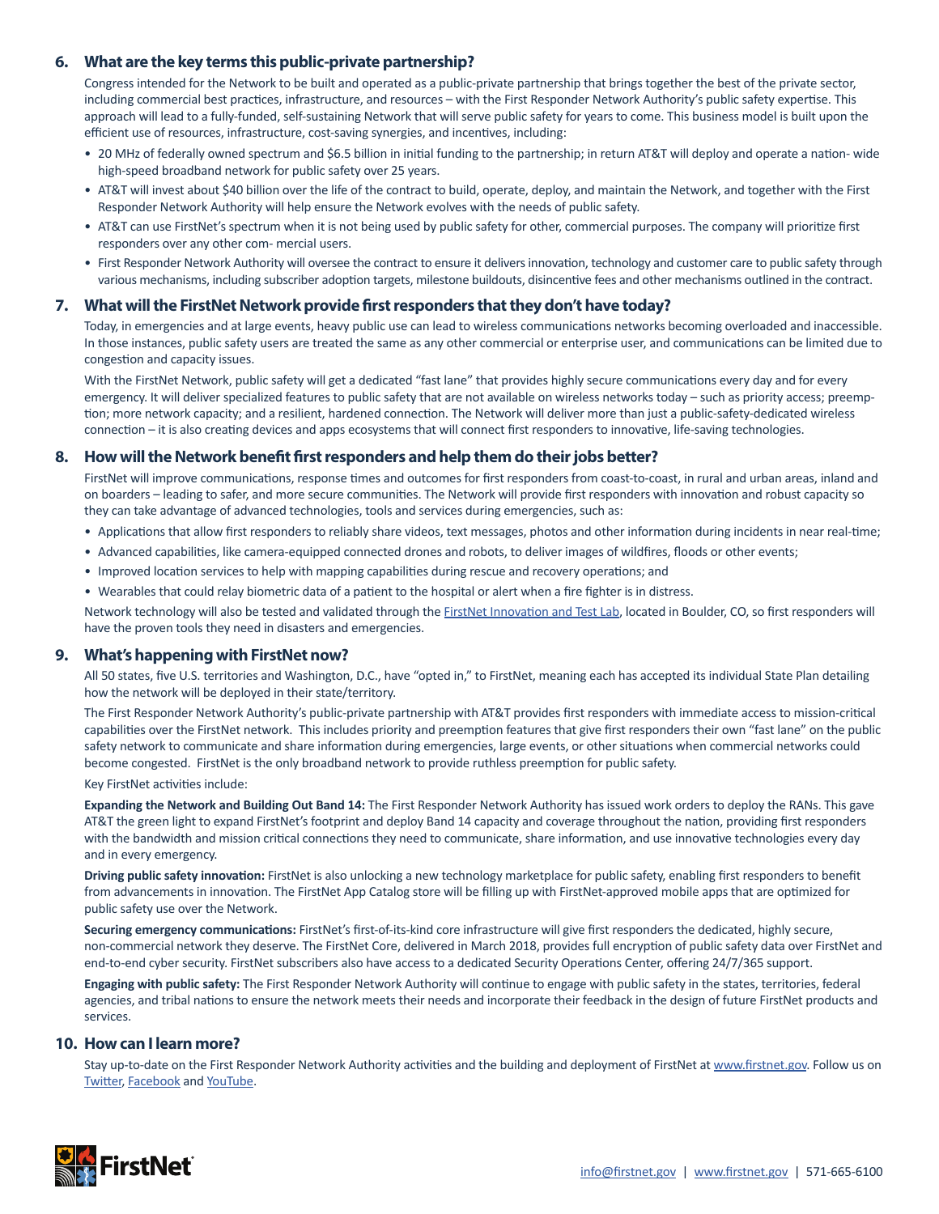## 6. What are the key terms this public-private partnership?

Congress intended for the Network to be built and operated as a public-private partnership that brings together the best of the private sector, including commercial best practices, infrastructure, and resources – with the First Responder Network Authority's public safety expertise. This approach will lead to a fully-funded, self-sustaining Network that will serve public safety for years to come. This business model is built upon the efficient use of resources, infrastructure, cost-saving synergies, and incentives, including:

- 20 MHz of federally owned spectrum and $6.5 billion in initial funding to the partnership; in return AT&T will deploy and operate a nation- wide high-speed broadband network for public safety over 25 years.
- AT&T will invest about $40 billion over the life of the contract to build, operate, deploy, and maintain the Network, and together with the First Responder Network Authority will help ensure the Network evolves with the needs of public safety.
- AT&T can use FirstNet's spectrum when it is not being used by public safety for other, commercial purposes. The company will prioritize first responders over any other com- mercial users.
- First Responder Network Authority will oversee the contract to ensure it delivers innovation, technology and customer care to public safety through various mechanisms, including subscriber adoption targets, milestone buildouts, disincentive fees and other mechanisms outlined in the contract.

## 7. What will the FirstNet Network provide first responders that they don't have today?

Today, in emergencies and at large events, heavy public use can lead to wireless communications networks becoming overloaded and inaccessible. In those instances, public safety users are treated the same as any other commercial or enterprise user, and communications can be limited due to congestion and capacity issues.

With the FirstNet Network, public safety will get a dedicated "fast lane" that provides highly secure communications every day and for every emergency. It will deliver specialized features to public safety that are not available on wireless networks today – such as priority access; preemption; more network capacity; and a resilient, hardened connection. The Network will deliver more than just a public-safety-dedicated wireless connection – it is also creating devices and apps ecosystems that will connect first responders to innovative, life-saving technologies.

## 8. How will the Network benefit first responders and help them do their jobs better?

FirstNet will improve communications, response times and outcomes for first responders from coast-to-coast, in rural and urban areas, inland and on boarders – leading to safer, and more secure communities. The Network will provide first responders with innovation and robust capacity so they can take advantage of advanced technologies, tools and services during emergencies, such as:

- Applications that allow first responders to reliably share videos, text messages, photos and other information during incidents in near real-time;
- Advanced capabilities, like camera-equipped connected drones and robots, to deliver images of wildfires, floods or other events;
- Improved location services to help with mapping capabilities during rescue and recovery operations; and
- Wearables that could relay biometric data of a patient to the hospital or alert when a fire fighter is in distress.

Network technology will also be tested and validated through the [FirstNet Innovation and Test Lab](), located in Boulder, CO, so first responders will have the proven tools they need in disasters and emergencies.

## 9. What's happening with FirstNet now?

All 50 states, five U.S. territories and Washington, D.C., have "opted in," to FirstNet, meaning each has accepted its individual State Plan detailing how the network will be deployed in their state/territory.

The First Responder Network Authority's public-private partnership with AT&T provides first responders with immediate access to mission-critical capabilities over the FirstNet network. This includes priority and preemption features that give first responders their own "fast lane" on the public safety network to communicate and share information during emergencies, large events, or other situations when commercial networks could become congested. FirstNet is the only broadband network to provide ruthless preemption for public safety.

Key FirstNet activities include:

**Expanding the Network and Building Out Band 14:** The First Responder Network Authority has issued work orders to deploy the RANs. This gave AT&T the green light to expand FirstNet's footprint and deploy Band 14 capacity and coverage throughout the nation, providing first responders with the bandwidth and mission critical connections they need to communicate, share information, and use innovative technologies every day and in every emergency.

**Driving public safety innovation:** FirstNet is also unlocking a new technology marketplace for public safety, enabling first responders to benefit from advancements in innovation. The FirstNet App Catalog store will be filling up with FirstNet-approved mobile apps that are optimized for public safety use over the Network.

**Securing emergency communications:** FirstNet's first-of-its-kind core infrastructure will give first responders the dedicated, highly secure, non-commercial network they deserve. The FirstNet Core, delivered in March 2018, provides full encryption of public safety data over FirstNet and end-to-end cyber security. FirstNet subscribers also have access to a dedicated Security Operations Center, offering 24/7/365 support.

**Engaging with public safety:** The First Responder Network Authority will continue to engage with public safety in the states, territories, federal agencies, and tribal nations to ensure the network meets their needs and incorporate their feedback in the design of future FirstNet products and services.

## 10. How can I learn more?

Stay up-to-date on the First Responder Network Authority activities and the building and deployment of FirstNet at www.firstnet.gov. Follow us on Twitter, Facebook and YouTube.

FirstNet

info@firstnet.gov | www.firstnet.gov | 571-665-6100